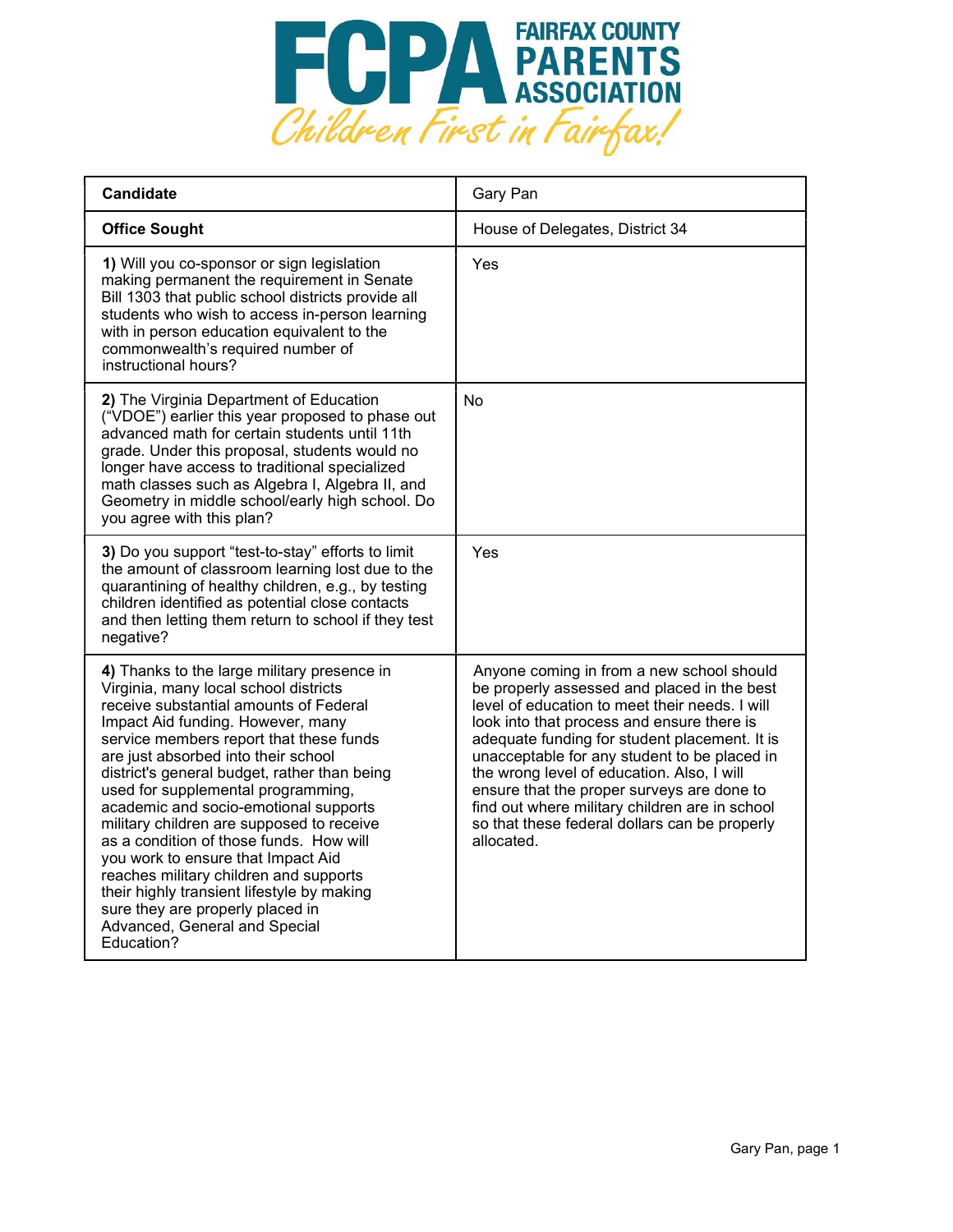# FCPA FAIRFAX COUNTY PARENTS ASSOCIATION

*Children First in Fairfax!*

| Candidate | Gary Pan |
|---|---|
| **Office Sought** | House of Delegates, District 34 |
| **1)** Will you co-sponsor or sign legislation making permanent the requirement in Senate Bill 1303 that public school districts provide all students who wish to access in-person learning with in person education equivalent to the commonwealth's required number of instructional hours? | Yes |
| **2)** The Virginia Department of Education ("VDOE") earlier this year proposed to phase out advanced math for certain students until 11th grade. Under this proposal, students would no longer have access to traditional specialized math classes such as Algebra I, Algebra II, and Geometry in middle school/early high school. Do you agree with this plan? | No |
| **3)** Do you support "test-to-stay" efforts to limit the amount of classroom learning lost due to the quarantining of healthy children, e.g., by testing children identified as potential close contacts and then letting them return to school if they test negative? | Yes |
| **4)** Thanks to the large military presence in Virginia, many local school districts receive substantial amounts of Federal Impact Aid funding. However, many service members report that these funds are just absorbed into their school district's general budget, rather than being used for supplemental programming, academic and socio-emotional supports military children are supposed to receive as a condition of those funds. How will you work to ensure that Impact Aid reaches military children and supports their highly transient lifestyle by making sure they are properly placed in Advanced, General and Special Education? | Anyone coming in from a new school should be properly assessed and placed in the best level of education to meet their needs. I will look into that process and ensure there is adequate funding for student placement. It is unacceptable for any student to be placed in the wrong level of education. Also, I will ensure that the proper surveys are done to find out where military children are in school so that these federal dollars can be properly allocated. |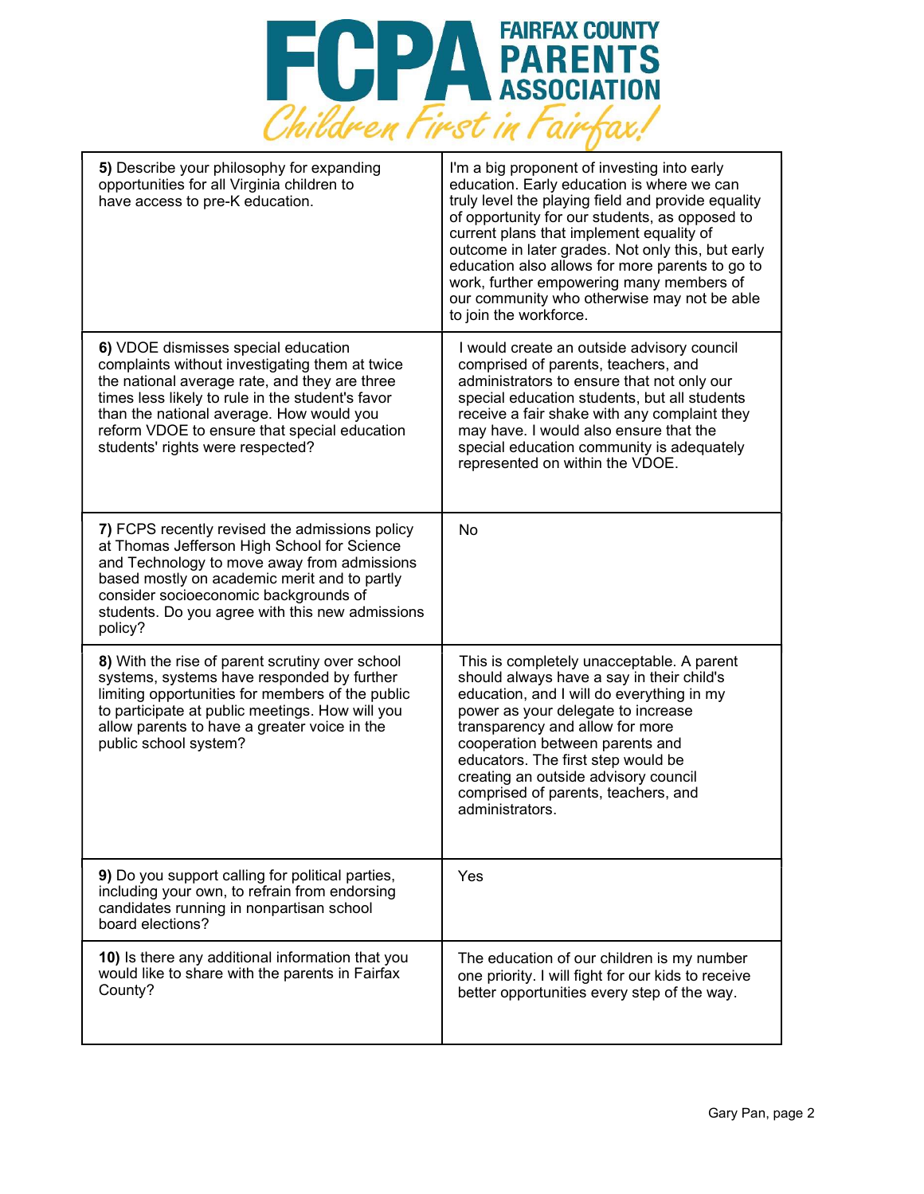FCPA FAIRFAX COUNTY PARENTS ASSOCIATION

*Children First in Fairfax!*

| | |
|---|---|
| **5)** Describe your philosophy for expanding opportunities for all Virginia children to have access to pre-K education. | I'm a big proponent of investing into early education. Early education is where we can truly level the playing field and provide equality of opportunity for our students, as opposed to current plans that implement equality of outcome in later grades. Not only this, but early education also allows for more parents to go to work, further empowering many members of our community who otherwise may not be able to join the workforce. |
| **6)** VDOE dismisses special education complaints without investigating them at twice the national average rate, and they are three times less likely to rule in the student's favor than the national average. How would you reform VDOE to ensure that special education students' rights were respected? | I would create an outside advisory council comprised of parents, teachers, and administrators to ensure that not only our special education students, but all students receive a fair shake with any complaint they may have. I would also ensure that the special education community is adequately represented on within the VDOE. |
| **7)** FCPS recently revised the admissions policy at Thomas Jefferson High School for Science and Technology to move away from admissions based mostly on academic merit and to partly consider socioeconomic backgrounds of students. Do you agree with this new admissions policy? | No |
| **8)** With the rise of parent scrutiny over school systems, systems have responded by further limiting opportunities for members of the public to participate at public meetings. How will you allow parents to have a greater voice in the public school system? | This is completely unacceptable. A parent should always have a say in their child's education, and I will do everything in my power as your delegate to increase transparency and allow for more cooperation between parents and educators. The first step would be creating an outside advisory council comprised of parents, teachers, and administrators. |
| **9)** Do you support calling for political parties, including your own, to refrain from endorsing candidates running in nonpartisan school board elections? | Yes |
| **10)** Is there any additional information that you would like to share with the parents in Fairfax County? | The education of our children is my number one priority. I will fight for our kids to receive better opportunities every step of the way. |